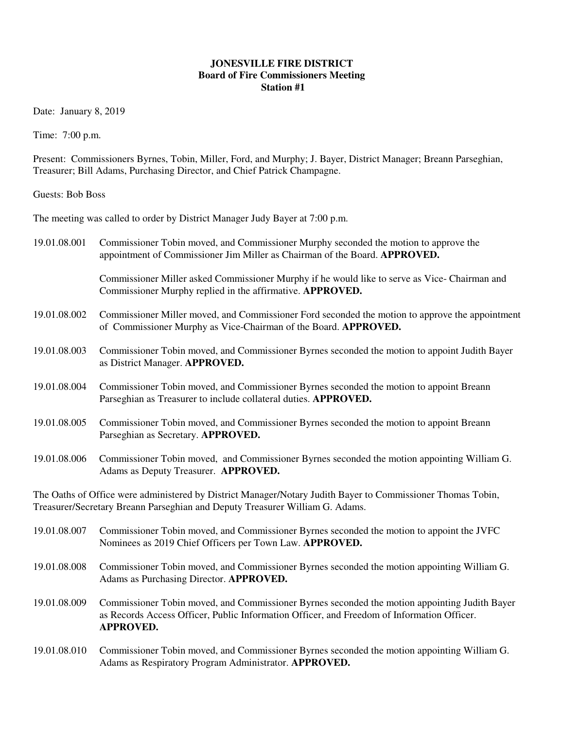**JONESVILLE FIRE DISTRICT**
**Board of Fire Commissioners Meeting**
**Station #1**

Date: January 8, 2019

Time: 7:00 p.m.

Present: Commissioners Byrnes, Tobin, Miller, Ford, and Murphy; J. Bayer, District Manager; Breann Parseghian, Treasurer; Bill Adams, Purchasing Director, and Chief Patrick Champagne.

Guests: Bob Boss

The meeting was called to order by District Manager Judy Bayer at 7:00 p.m.

19.01.08.001 Commissioner Tobin moved, and Commissioner Murphy seconded the motion to approve the appointment of Commissioner Jim Miller as Chairman of the Board. **APPROVED.**

Commissioner Miller asked Commissioner Murphy if he would like to serve as Vice- Chairman and Commissioner Murphy replied in the affirmative. **APPROVED.**

19.01.08.002 Commissioner Miller moved, and Commissioner Ford seconded the motion to approve the appointment of Commissioner Murphy as Vice-Chairman of the Board. **APPROVED.**

19.01.08.003 Commissioner Tobin moved, and Commissioner Byrnes seconded the motion to appoint Judith Bayer as District Manager. **APPROVED.**

19.01.08.004 Commissioner Tobin moved, and Commissioner Byrnes seconded the motion to appoint Breann Parseghian as Treasurer to include collateral duties. **APPROVED.**

19.01.08.005 Commissioner Tobin moved, and Commissioner Byrnes seconded the motion to appoint Breann Parseghian as Secretary. **APPROVED.**

19.01.08.006 Commissioner Tobin moved, and Commissioner Byrnes seconded the motion appointing William G. Adams as Deputy Treasurer. **APPROVED.**

The Oaths of Office were administered by District Manager/Notary Judith Bayer to Commissioner Thomas Tobin, Treasurer/Secretary Breann Parseghian and Deputy Treasurer William G. Adams.

19.01.08.007 Commissioner Tobin moved, and Commissioner Byrnes seconded the motion to appoint the JVFC Nominees as 2019 Chief Officers per Town Law. **APPROVED.**

19.01.08.008 Commissioner Tobin moved, and Commissioner Byrnes seconded the motion appointing William G. Adams as Purchasing Director. **APPROVED.**

19.01.08.009 Commissioner Tobin moved, and Commissioner Byrnes seconded the motion appointing Judith Bayer as Records Access Officer, Public Information Officer, and Freedom of Information Officer. **APPROVED.**

19.01.08.010 Commissioner Tobin moved, and Commissioner Byrnes seconded the motion appointing William G. Adams as Respiratory Program Administrator. **APPROVED.**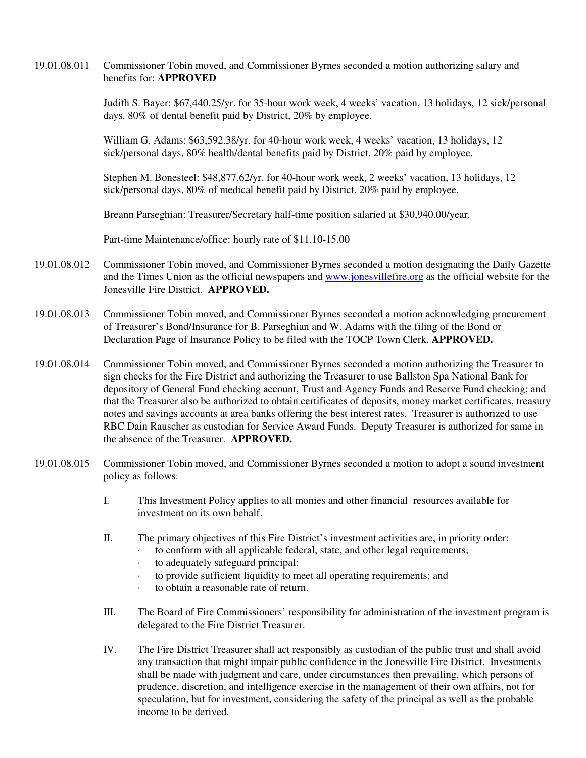19.01.08.011 Commissioner Tobin moved, and Commissioner Byrnes seconded a motion authorizing salary and benefits for: **APPROVED**

Judith S. Bayer: $67,440.25/yr. for 35-hour work week, 4 weeks' vacation, 13 holidays, 12 sick/personal days. 80% of dental benefit paid by District, 20% by employee.

William G. Adams: $63,592.38/yr. for 40-hour work week, 4 weeks' vacation, 13 holidays, 12 sick/personal days, 80% health/dental benefits paid by District, 20% paid by employee.

Stephen M. Bonesteel: $48,877.62/yr. for 40-hour work week, 2 weeks' vacation, 13 holidays, 12 sick/personal days, 80% of medical benefit paid by District, 20% paid by employee.

Breann Parseghian: Treasurer/Secretary half-time position salaried at $30,940.00/year.

Part-time Maintenance/office: hourly rate of $11.10-15.00

19.01.08.012 Commissioner Tobin moved, and Commissioner Byrnes seconded a motion designating the Daily Gazette and the Times Union as the official newspapers and www.jonesvillefire.org as the official website for the Jonesville Fire District. **APPROVED.**

19.01.08.013 Commissioner Tobin moved, and Commissioner Byrnes seconded a motion acknowledging procurement of Treasurer's Bond/Insurance for B. Parseghian and W. Adams with the filing of the Bond or Declaration Page of Insurance Policy to be filed with the TOCP Town Clerk. **APPROVED.**

19.01.08.014 Commissioner Tobin moved, and Commissioner Byrnes seconded a motion authorizing the Treasurer to sign checks for the Fire District and authorizing the Treasurer to use Ballston Spa National Bank for depository of General Fund checking account, Trust and Agency Funds and Reserve Fund checking; and that the Treasurer also be authorized to obtain certificates of deposits, money market certificates, treasury notes and savings accounts at area banks offering the best interest rates. Treasurer is authorized to use RBC Dain Rauscher as custodian for Service Award Funds. Deputy Treasurer is authorized for same in the absence of the Treasurer. **APPROVED.**

19.01.08.015 Commissioner Tobin moved, and Commissioner Byrnes seconded a motion to adopt a sound investment policy as follows:

I. This Investment Policy applies to all monies and other financial resources available for investment on its own behalf.

II. The primary objectives of this Fire District's investment activities are, in priority order:
- to conform with all applicable federal, state, and other legal requirements;
- to adequately safeguard principal;
- to provide sufficient liquidity to meet all operating requirements; and
- to obtain a reasonable rate of return.

III. The Board of Fire Commissioners' responsibility for administration of the investment program is delegated to the Fire District Treasurer.

IV. The Fire District Treasurer shall act responsibly as custodian of the public trust and shall avoid any transaction that might impair public confidence in the Jonesville Fire District. Investments shall be made with judgment and care, under circumstances then prevailing, which persons of prudence, discretion, and intelligence exercise in the management of their own affairs, not for speculation, but for investment, considering the safety of the principal as well as the probable income to be derived.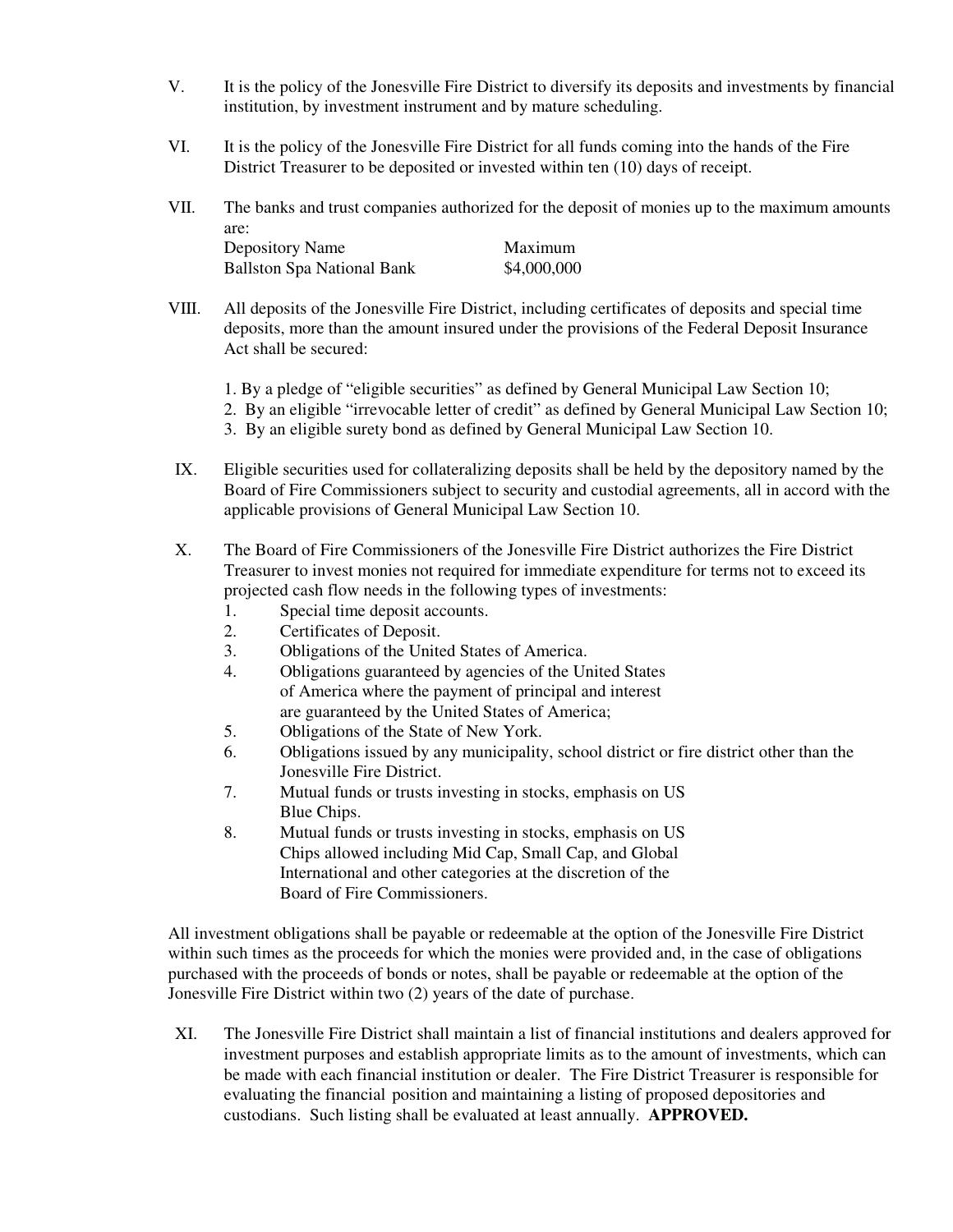V. It is the policy of the Jonesville Fire District to diversify its deposits and investments by financial institution, by investment instrument and by mature scheduling.

VI. It is the policy of the Jonesville Fire District for all funds coming into the hands of the Fire District Treasurer to be deposited or invested within ten (10) days of receipt.

VII. The banks and trust companies authorized for the deposit of monies up to the maximum amounts are:

| Depository Name | Maximum |
|---|---|
| Ballston Spa National Bank | $4,000,000 |

VIII. All deposits of the Jonesville Fire District, including certificates of deposits and special time deposits, more than the amount insured under the provisions of the Federal Deposit Insurance Act shall be secured:

1. By a pledge of "eligible securities" as defined by General Municipal Law Section 10;
2. By an eligible "irrevocable letter of credit" as defined by General Municipal Law Section 10;
3. By an eligible surety bond as defined by General Municipal Law Section 10.

IX. Eligible securities used for collateralizing deposits shall be held by the depository named by the Board of Fire Commissioners subject to security and custodial agreements, all in accord with the applicable provisions of General Municipal Law Section 10.

X. The Board of Fire Commissioners of the Jonesville Fire District authorizes the Fire District Treasurer to invest monies not required for immediate expenditure for terms not to exceed its projected cash flow needs in the following types of investments:

1. Special time deposit accounts.
2. Certificates of Deposit.
3. Obligations of the United States of America.
4. Obligations guaranteed by agencies of the United States of America where the payment of principal and interest are guaranteed by the United States of America;
5. Obligations of the State of New York.
6. Obligations issued by any municipality, school district or fire district other than the Jonesville Fire District.
7. Mutual funds or trusts investing in stocks, emphasis on US Blue Chips.
8. Mutual funds or trusts investing in stocks, emphasis on US Chips allowed including Mid Cap, Small Cap, and Global International and other categories at the discretion of the Board of Fire Commissioners.

All investment obligations shall be payable or redeemable at the option of the Jonesville Fire District within such times as the proceeds for which the monies were provided and, in the case of obligations purchased with the proceeds of bonds or notes, shall be payable or redeemable at the option of the Jonesville Fire District within two (2) years of the date of purchase.

XI. The Jonesville Fire District shall maintain a list of financial institutions and dealers approved for investment purposes and establish appropriate limits as to the amount of investments, which can be made with each financial institution or dealer. The Fire District Treasurer is responsible for evaluating the financial position and maintaining a listing of proposed depositories and custodians. Such listing shall be evaluated at least annually. **APPROVED.**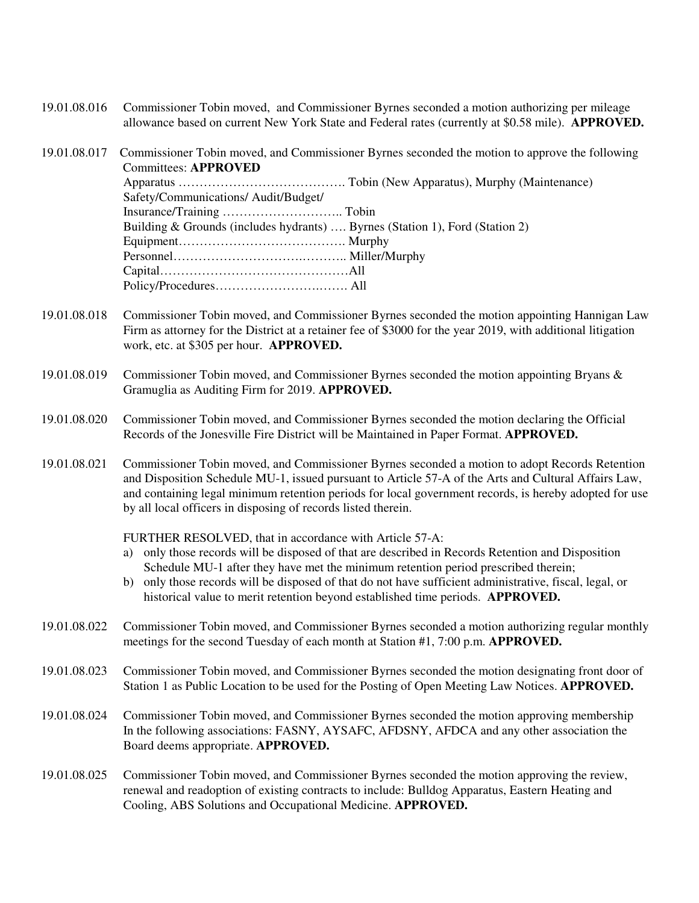19.01.08.016 Commissioner Tobin moved, and Commissioner Byrnes seconded a motion authorizing per mileage allowance based on current New York State and Federal rates (currently at $0.58 mile). **APPROVED.**

19.01.08.017 Commissioner Tobin moved, and Commissioner Byrnes seconded the motion to approve the following Committees: **APPROVED**

Apparatus …………………………………. Tobin (New Apparatus), Murphy (Maintenance)
Safety/Communications/ Audit/Budget/
Insurance/Training ……………………….. Tobin
Building & Grounds (includes hydrants) …. Byrnes (Station 1), Ford (Station 2)
Equipment…………………………………. Murphy
Personnel……………………….……….. Miller/Murphy
Capital………………………………………All
Policy/Procedures……………………….……. All

19.01.08.018 Commissioner Tobin moved, and Commissioner Byrnes seconded the motion appointing Hannigan Law Firm as attorney for the District at a retainer fee of $3000 for the year 2019, with additional litigation work, etc. at $305 per hour. **APPROVED.**

19.01.08.019 Commissioner Tobin moved, and Commissioner Byrnes seconded the motion appointing Bryans & Gramuglia as Auditing Firm for 2019. **APPROVED.**

19.01.08.020 Commissioner Tobin moved, and Commissioner Byrnes seconded the motion declaring the Official Records of the Jonesville Fire District will be Maintained in Paper Format. **APPROVED.**

19.01.08.021 Commissioner Tobin moved, and Commissioner Byrnes seconded a motion to adopt Records Retention and Disposition Schedule MU-1, issued pursuant to Article 57-A of the Arts and Cultural Affairs Law, and containing legal minimum retention periods for local government records, is hereby adopted for use by all local officers in disposing of records listed therein.

FURTHER RESOLVED, that in accordance with Article 57-A:

a) only those records will be disposed of that are described in Records Retention and Disposition Schedule MU-1 after they have met the minimum retention period prescribed therein;
b) only those records will be disposed of that do not have sufficient administrative, fiscal, legal, or historical value to merit retention beyond established time periods. **APPROVED.**

19.01.08.022 Commissioner Tobin moved, and Commissioner Byrnes seconded a motion authorizing regular monthly meetings for the second Tuesday of each month at Station #1, 7:00 p.m. **APPROVED.**

19.01.08.023 Commissioner Tobin moved, and Commissioner Byrnes seconded the motion designating front door of Station 1 as Public Location to be used for the Posting of Open Meeting Law Notices. **APPROVED.**

19.01.08.024 Commissioner Tobin moved, and Commissioner Byrnes seconded the motion approving membership In the following associations: FASNY, AYSAFC, AFDSNY, AFDCA and any other association the Board deems appropriate. **APPROVED.**

19.01.08.025 Commissioner Tobin moved, and Commissioner Byrnes seconded the motion approving the review, renewal and readoption of existing contracts to include: Bulldog Apparatus, Eastern Heating and Cooling, ABS Solutions and Occupational Medicine. **APPROVED.**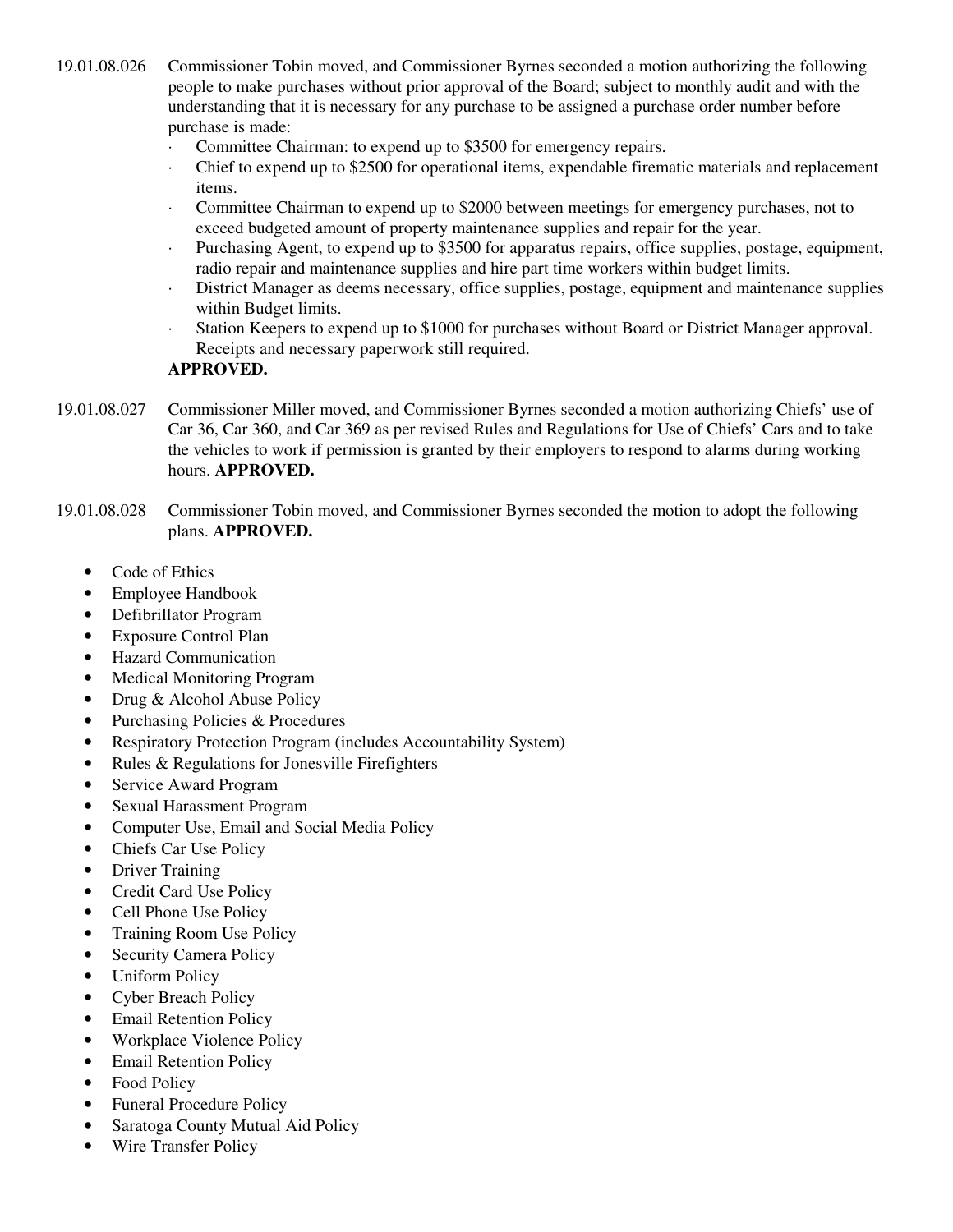19.01.08.026 Commissioner Tobin moved, and Commissioner Byrnes seconded a motion authorizing the following people to make purchases without prior approval of the Board; subject to monthly audit and with the understanding that it is necessary for any purchase to be assigned a purchase order number before purchase is made:

- Committee Chairman: to expend up to $3500 for emergency repairs.
- Chief to expend up to $2500 for operational items, expendable firematic materials and replacement items.
- Committee Chairman to expend up to $2000 between meetings for emergency purchases, not to exceed budgeted amount of property maintenance supplies and repair for the year.
- Purchasing Agent, to expend up to $3500 for apparatus repairs, office supplies, postage, equipment, radio repair and maintenance supplies and hire part time workers within budget limits.
- District Manager as deems necessary, office supplies, postage, equipment and maintenance supplies within Budget limits.
- Station Keepers to expend up to $1000 for purchases without Board or District Manager approval. Receipts and necessary paperwork still required.

**APPROVED.**

19.01.08.027 Commissioner Miller moved, and Commissioner Byrnes seconded a motion authorizing Chiefs' use of Car 36, Car 360, and Car 369 as per revised Rules and Regulations for Use of Chiefs' Cars and to take the vehicles to work if permission is granted by their employers to respond to alarms during working hours. **APPROVED.**

19.01.08.028 Commissioner Tobin moved, and Commissioner Byrnes seconded the motion to adopt the following plans. **APPROVED.**

- Code of Ethics
- Employee Handbook
- Defibrillator Program
- Exposure Control Plan
- Hazard Communication
- Medical Monitoring Program
- Drug & Alcohol Abuse Policy
- Purchasing Policies & Procedures
- Respiratory Protection Program (includes Accountability System)
- Rules & Regulations for Jonesville Firefighters
- Service Award Program
- Sexual Harassment Program
- Computer Use, Email and Social Media Policy
- Chiefs Car Use Policy
- Driver Training
- Credit Card Use Policy
- Cell Phone Use Policy
- Training Room Use Policy
- Security Camera Policy
- Uniform Policy
- Cyber Breach Policy
- Email Retention Policy
- Workplace Violence Policy
- Email Retention Policy
- Food Policy
- Funeral Procedure Policy
- Saratoga County Mutual Aid Policy
- Wire Transfer Policy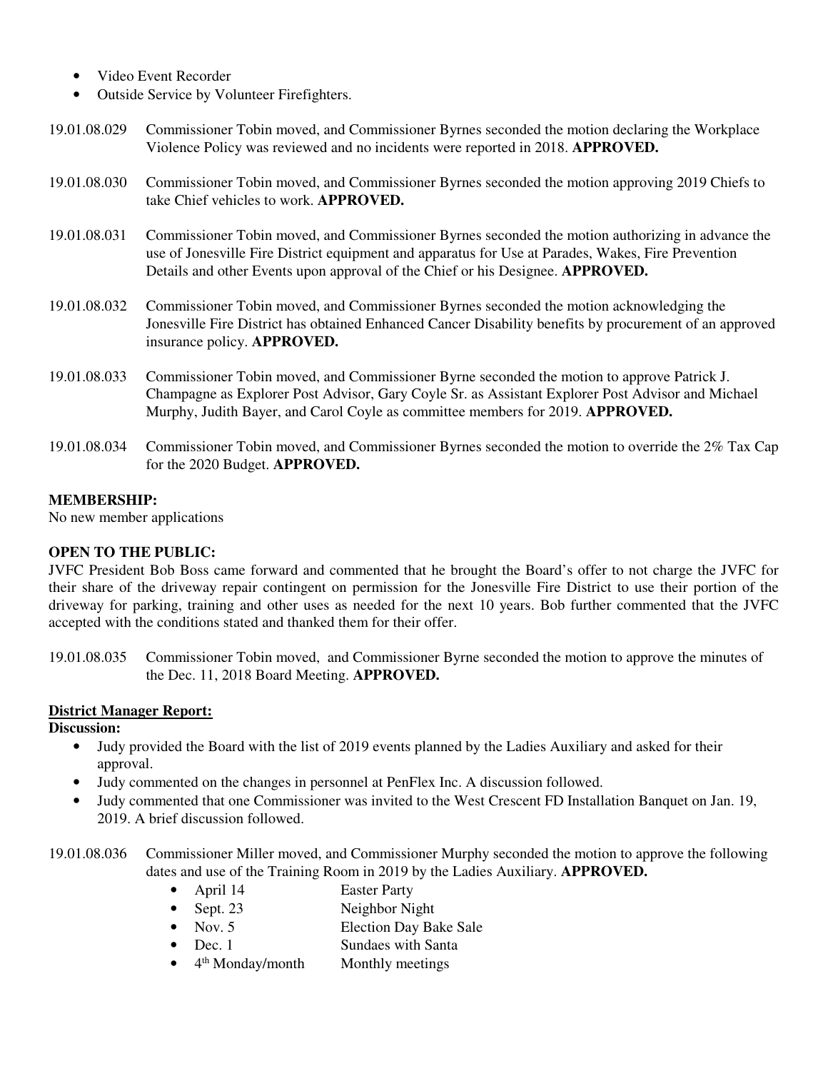- Video Event Recorder
- Outside Service by Volunteer Firefighters.

19.01.08.029 Commissioner Tobin moved, and Commissioner Byrnes seconded the motion declaring the Workplace Violence Policy was reviewed and no incidents were reported in 2018. **APPROVED.**

19.01.08.030 Commissioner Tobin moved, and Commissioner Byrnes seconded the motion approving 2019 Chiefs to take Chief vehicles to work. **APPROVED.**

19.01.08.031 Commissioner Tobin moved, and Commissioner Byrnes seconded the motion authorizing in advance the use of Jonesville Fire District equipment and apparatus for Use at Parades, Wakes, Fire Prevention Details and other Events upon approval of the Chief or his Designee. **APPROVED.**

19.01.08.032 Commissioner Tobin moved, and Commissioner Byrnes seconded the motion acknowledging the Jonesville Fire District has obtained Enhanced Cancer Disability benefits by procurement of an approved insurance policy. **APPROVED.**

19.01.08.033 Commissioner Tobin moved, and Commissioner Byrne seconded the motion to approve Patrick J. Champagne as Explorer Post Advisor, Gary Coyle Sr. as Assistant Explorer Post Advisor and Michael Murphy, Judith Bayer, and Carol Coyle as committee members for 2019. **APPROVED.**

19.01.08.034 Commissioner Tobin moved, and Commissioner Byrnes seconded the motion to override the 2% Tax Cap for the 2020 Budget. **APPROVED.**

**MEMBERSHIP:**
No new member applications

**OPEN TO THE PUBLIC:**
JVFC President Bob Boss came forward and commented that he brought the Board's offer to not charge the JVFC for their share of the driveway repair contingent on permission for the Jonesville Fire District to use their portion of the driveway for parking, training and other uses as needed for the next 10 years. Bob further commented that the JVFC accepted with the conditions stated and thanked them for their offer.

19.01.08.035 Commissioner Tobin moved, and Commissioner Byrne seconded the motion to approve the minutes of the Dec. 11, 2018 Board Meeting. **APPROVED.**

**District Manager Report:**

**Discussion:**

- Judy provided the Board with the list of 2019 events planned by the Ladies Auxiliary and asked for their approval.
- Judy commented on the changes in personnel at PenFlex Inc. A discussion followed.
- Judy commented that one Commissioner was invited to the West Crescent FD Installation Banquet on Jan. 19, 2019. A brief discussion followed.

19.01.08.036 Commissioner Miller moved, and Commissioner Murphy seconded the motion to approve the following dates and use of the Training Room in 2019 by the Ladies Auxiliary. **APPROVED.**

- April 14 — Easter Party
- Sept. 23 — Neighbor Night
- Nov. 5 — Election Day Bake Sale
- Dec. 1 — Sundaes with Santa
- 4th Monday/month — Monthly meetings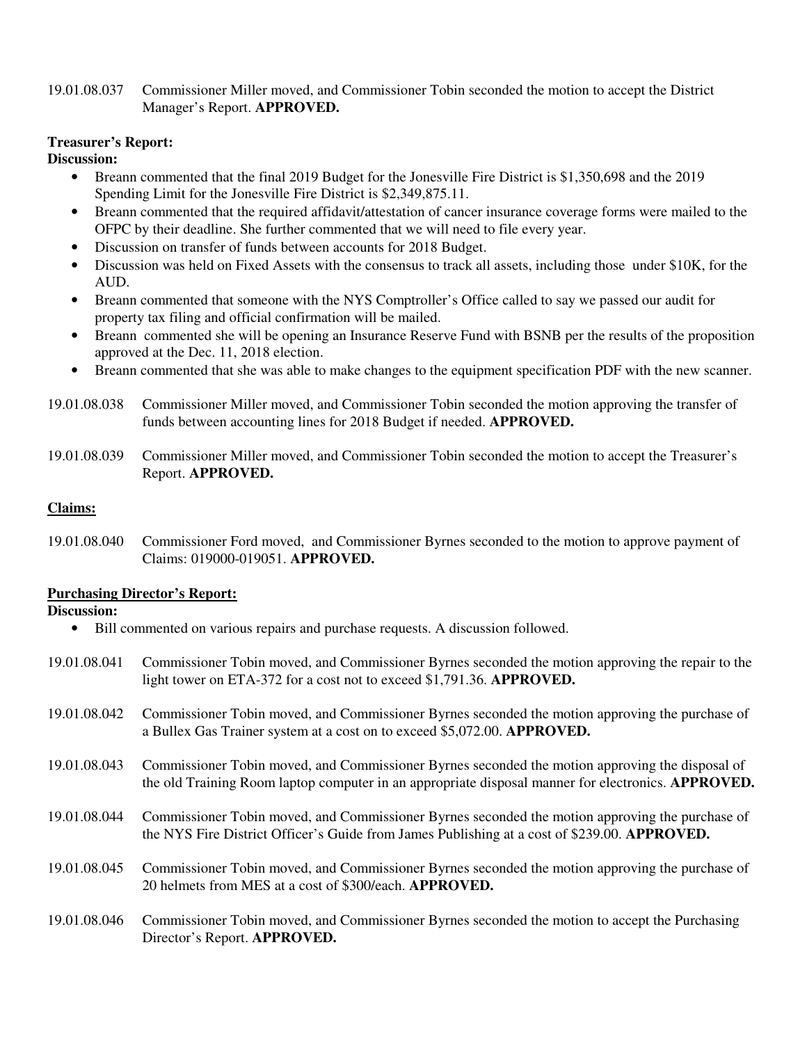19.01.08.037 Commissioner Miller moved, and Commissioner Tobin seconded the motion to accept the District Manager's Report. **APPROVED.**

**Treasurer's Report:**

**Discussion:**

- Breann commented that the final 2019 Budget for the Jonesville Fire District is $1,350,698 and the 2019 Spending Limit for the Jonesville Fire District is $2,349,875.11.
- Breann commented that the required affidavit/attestation of cancer insurance coverage forms were mailed to the OFPC by their deadline. She further commented that we will need to file every year.
- Discussion on transfer of funds between accounts for 2018 Budget.
- Discussion was held on Fixed Assets with the consensus to track all assets, including those under $10K, for the AUD.
- Breann commented that someone with the NYS Comptroller's Office called to say we passed our audit for property tax filing and official confirmation will be mailed.
- Breann commented she will be opening an Insurance Reserve Fund with BSNB per the results of the proposition approved at the Dec. 11, 2018 election.
- Breann commented that she was able to make changes to the equipment specification PDF with the new scanner.

19.01.08.038 Commissioner Miller moved, and Commissioner Tobin seconded the motion approving the transfer of funds between accounting lines for 2018 Budget if needed. **APPROVED.**

19.01.08.039 Commissioner Miller moved, and Commissioner Tobin seconded the motion to accept the Treasurer's Report. **APPROVED.**

**Claims:**

19.01.08.040 Commissioner Ford moved, and Commissioner Byrnes seconded to the motion to approve payment of Claims: 019000-019051. **APPROVED.**

**Purchasing Director's Report:**

**Discussion:**

- Bill commented on various repairs and purchase requests. A discussion followed.

19.01.08.041 Commissioner Tobin moved, and Commissioner Byrnes seconded the motion approving the repair to the light tower on ETA-372 for a cost not to exceed $1,791.36. **APPROVED.**

19.01.08.042 Commissioner Tobin moved, and Commissioner Byrnes seconded the motion approving the purchase of a Bullex Gas Trainer system at a cost on to exceed $5,072.00. **APPROVED.**

19.01.08.043 Commissioner Tobin moved, and Commissioner Byrnes seconded the motion approving the disposal of the old Training Room laptop computer in an appropriate disposal manner for electronics. **APPROVED.**

19.01.08.044 Commissioner Tobin moved, and Commissioner Byrnes seconded the motion approving the purchase of the NYS Fire District Officer's Guide from James Publishing at a cost of $239.00. **APPROVED.**

19.01.08.045 Commissioner Tobin moved, and Commissioner Byrnes seconded the motion approving the purchase of 20 helmets from MES at a cost of $300/each. **APPROVED.**

19.01.08.046 Commissioner Tobin moved, and Commissioner Byrnes seconded the motion to accept the Purchasing Director's Report. **APPROVED.**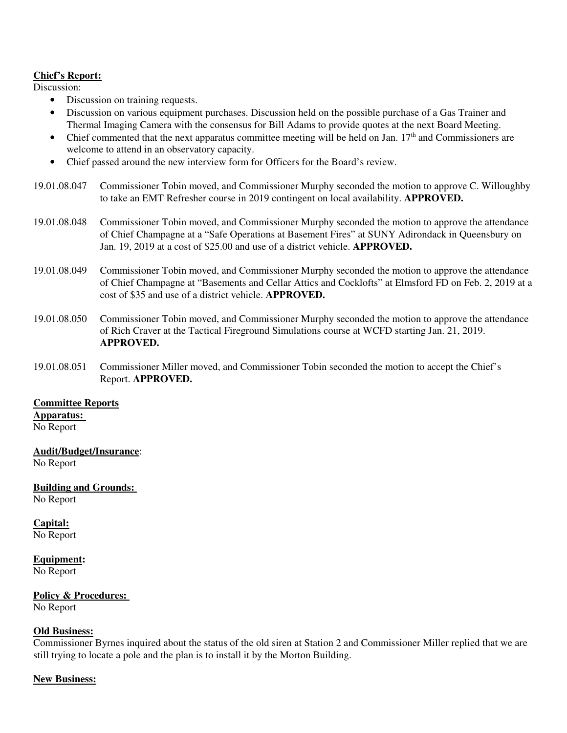**Chief's Report:**

Discussion:

- Discussion on training requests.
- Discussion on various equipment purchases. Discussion held on the possible purchase of a Gas Trainer and Thermal Imaging Camera with the consensus for Bill Adams to provide quotes at the next Board Meeting.
- Chief commented that the next apparatus committee meeting will be held on Jan. 17th and Commissioners are welcome to attend in an observatory capacity.
- Chief passed around the new interview form for Officers for the Board's review.

19.01.08.047 Commissioner Tobin moved, and Commissioner Murphy seconded the motion to approve C. Willoughby to take an EMT Refresher course in 2019 contingent on local availability. **APPROVED.**

19.01.08.048 Commissioner Tobin moved, and Commissioner Murphy seconded the motion to approve the attendance of Chief Champagne at a "Safe Operations at Basement Fires" at SUNY Adirondack in Queensbury on Jan. 19, 2019 at a cost of $25.00 and use of a district vehicle. **APPROVED.**

19.01.08.049 Commissioner Tobin moved, and Commissioner Murphy seconded the motion to approve the attendance of Chief Champagne at "Basements and Cellar Attics and Cocklofts" at Elmsford FD on Feb. 2, 2019 at a cost of $35 and use of a district vehicle. **APPROVED.**

19.01.08.050 Commissioner Tobin moved, and Commissioner Murphy seconded the motion to approve the attendance of Rich Craver at the Tactical Fireground Simulations course at WCFD starting Jan. 21, 2019. **APPROVED.**

19.01.08.051 Commissioner Miller moved, and Commissioner Tobin seconded the motion to accept the Chief's Report. **APPROVED.**

**Committee Reports**

**Apparatus:**
No Report

**Audit/Budget/Insurance**:
No Report

**Building and Grounds:**
No Report

**Capital:**
No Report

**Equipment:**
No Report

**Policy & Procedures:**
No Report

**Old Business:**

Commissioner Byrnes inquired about the status of the old siren at Station 2 and Commissioner Miller replied that we are still trying to locate a pole and the plan is to install it by the Morton Building.

**New Business:**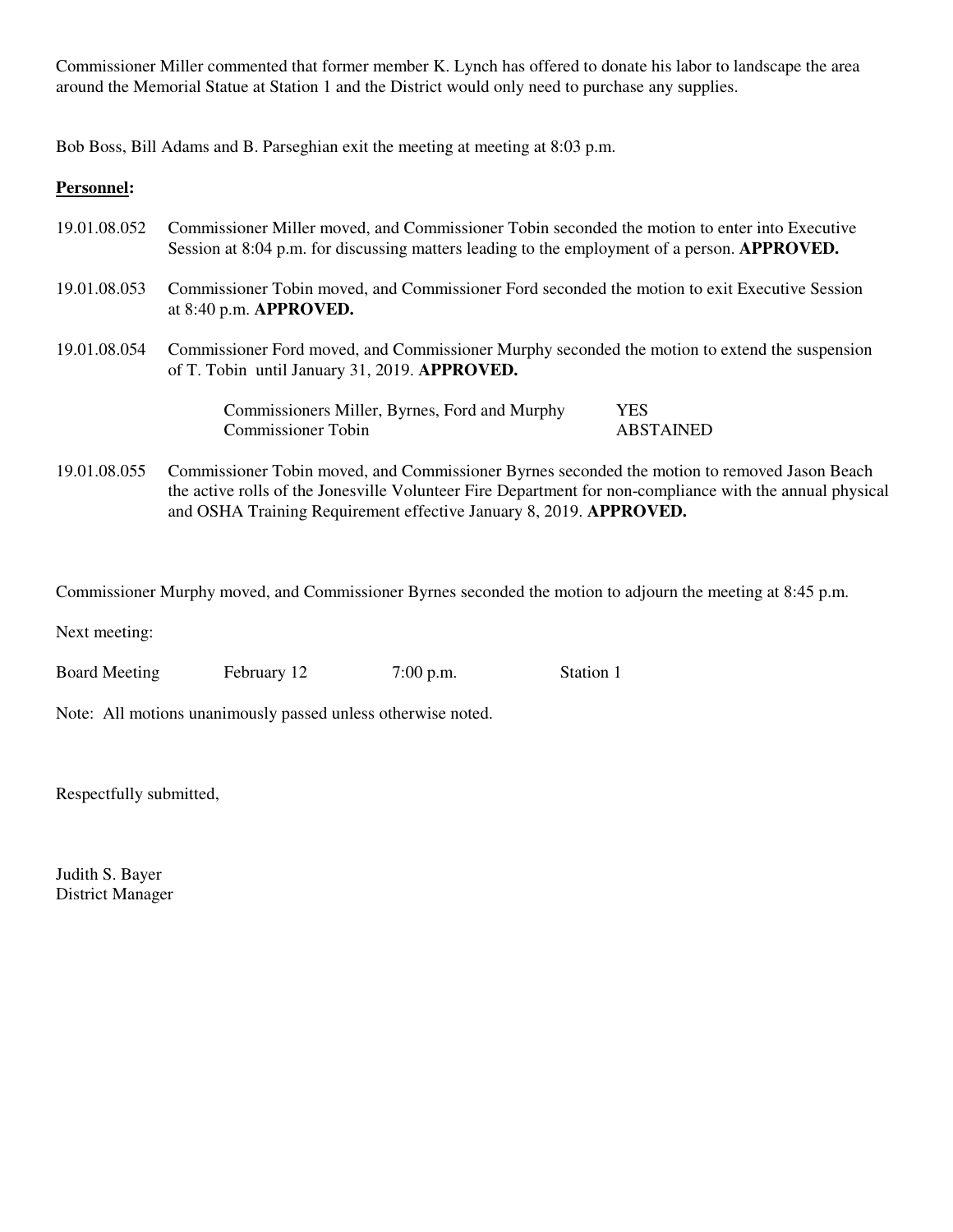Commissioner Miller commented that former member K. Lynch has offered to donate his labor to landscape the area around the Memorial Statue at Station 1 and the District would only need to purchase any supplies.

Bob Boss, Bill Adams and B. Parseghian exit the meeting at meeting at 8:03 p.m.

**Personnel:**

19.01.08.052 Commissioner Miller moved, and Commissioner Tobin seconded the motion to enter into Executive Session at 8:04 p.m. for discussing matters leading to the employment of a person. **APPROVED.**

19.01.08.053 Commissioner Tobin moved, and Commissioner Ford seconded the motion to exit Executive Session at 8:40 p.m. **APPROVED.**

19.01.08.054 Commissioner Ford moved, and Commissioner Murphy seconded the motion to extend the suspension of T. Tobin until January 31, 2019. **APPROVED.**

| | |
|---|---|
| Commissioners Miller, Byrnes, Ford and Murphy | YES |
| Commissioner Tobin | ABSTAINED |

19.01.08.055 Commissioner Tobin moved, and Commissioner Byrnes seconded the motion to removed Jason Beach the active rolls of the Jonesville Volunteer Fire Department for non-compliance with the annual physical and OSHA Training Requirement effective January 8, 2019. **APPROVED.**

Commissioner Murphy moved, and Commissioner Byrnes seconded the motion to adjourn the meeting at 8:45 p.m.

Next meeting:

| | | | |
|---|---|---|---|
| Board Meeting | February 12 | 7:00 p.m. | Station 1 |

Note: All motions unanimously passed unless otherwise noted.

Respectfully submitted,

Judith S. Bayer
District Manager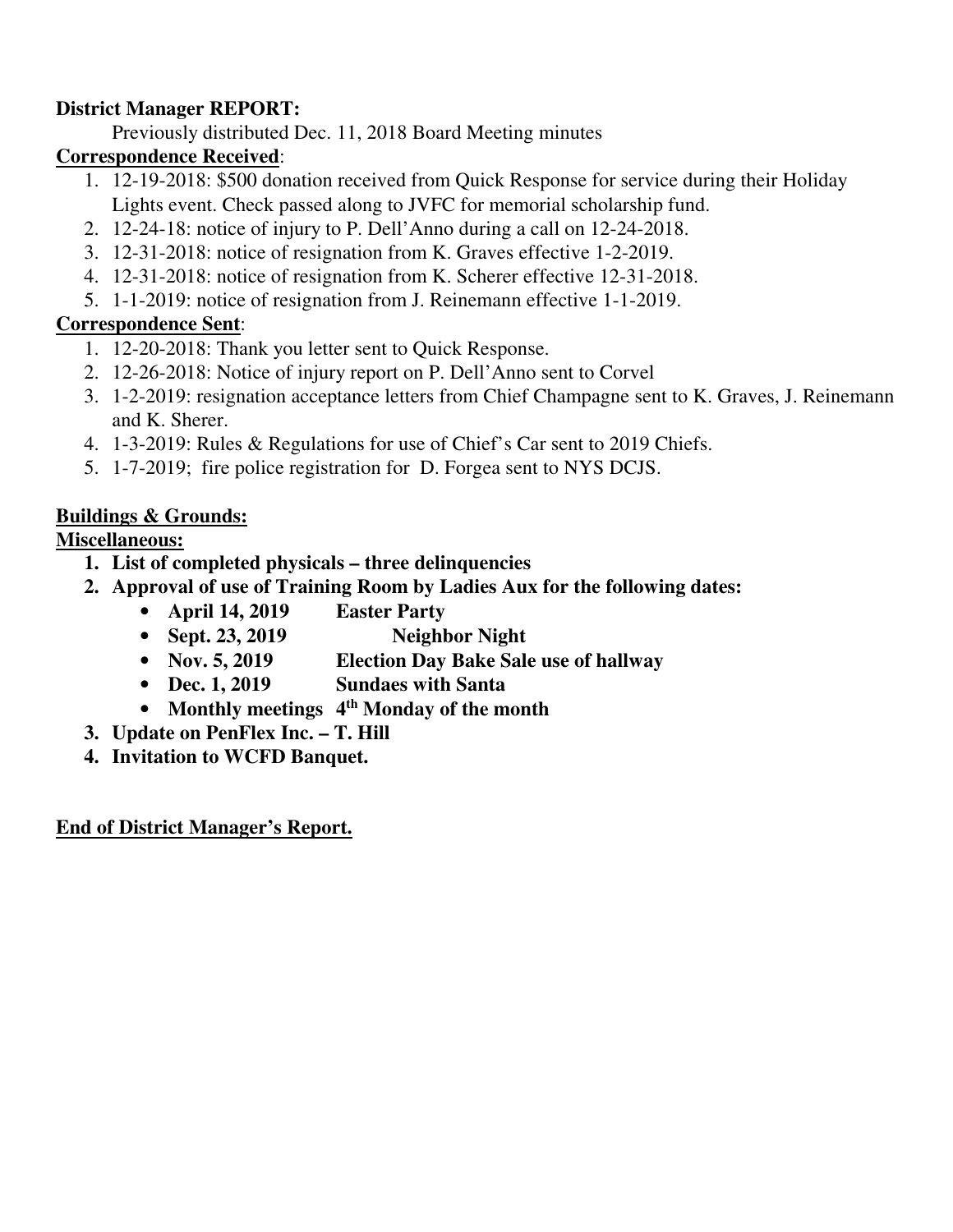**District Manager REPORT:**

Previously distributed Dec. 11, 2018 Board Meeting minutes

**Correspondence Received**:

1. 12-19-2018: $500 donation received from Quick Response for service during their Holiday Lights event. Check passed along to JVFC for memorial scholarship fund.
2. 12-24-18: notice of injury to P. Dell'Anno during a call on 12-24-2018.
3. 12-31-2018: notice of resignation from K. Graves effective 1-2-2019.
4. 12-31-2018: notice of resignation from K. Scherer effective 12-31-2018.
5. 1-1-2019: notice of resignation from J. Reinemann effective 1-1-2019.

**Correspondence Sent**:

1. 12-20-2018: Thank you letter sent to Quick Response.
2. 12-26-2018: Notice of injury report on P. Dell'Anno sent to Corvel
3. 1-2-2019: resignation acceptance letters from Chief Champagne sent to K. Graves, J. Reinemann and K. Sherer.
4. 1-3-2019: Rules & Regulations for use of Chief's Car sent to 2019 Chiefs.
5. 1-7-2019; fire police registration for D. Forgea sent to NYS DCJS.

**Buildings & Grounds:**

**Miscellaneous:**

1. **List of completed physicals – three delinquencies**
2. **Approval of use of Training Room by Ladies Aux for the following dates:**
   - **April 14, 2019 Easter Party**
   - **Sept. 23, 2019 Neighbor Night**
   - **Nov. 5, 2019 Election Day Bake Sale use of hallway**
   - **Dec. 1, 2019 Sundaes with Santa**
   - **Monthly meetings 4th Monday of the month**
3. **Update on PenFlex Inc. – T. Hill**
4. **Invitation to WCFD Banquet.**

**End of District Manager's Report.**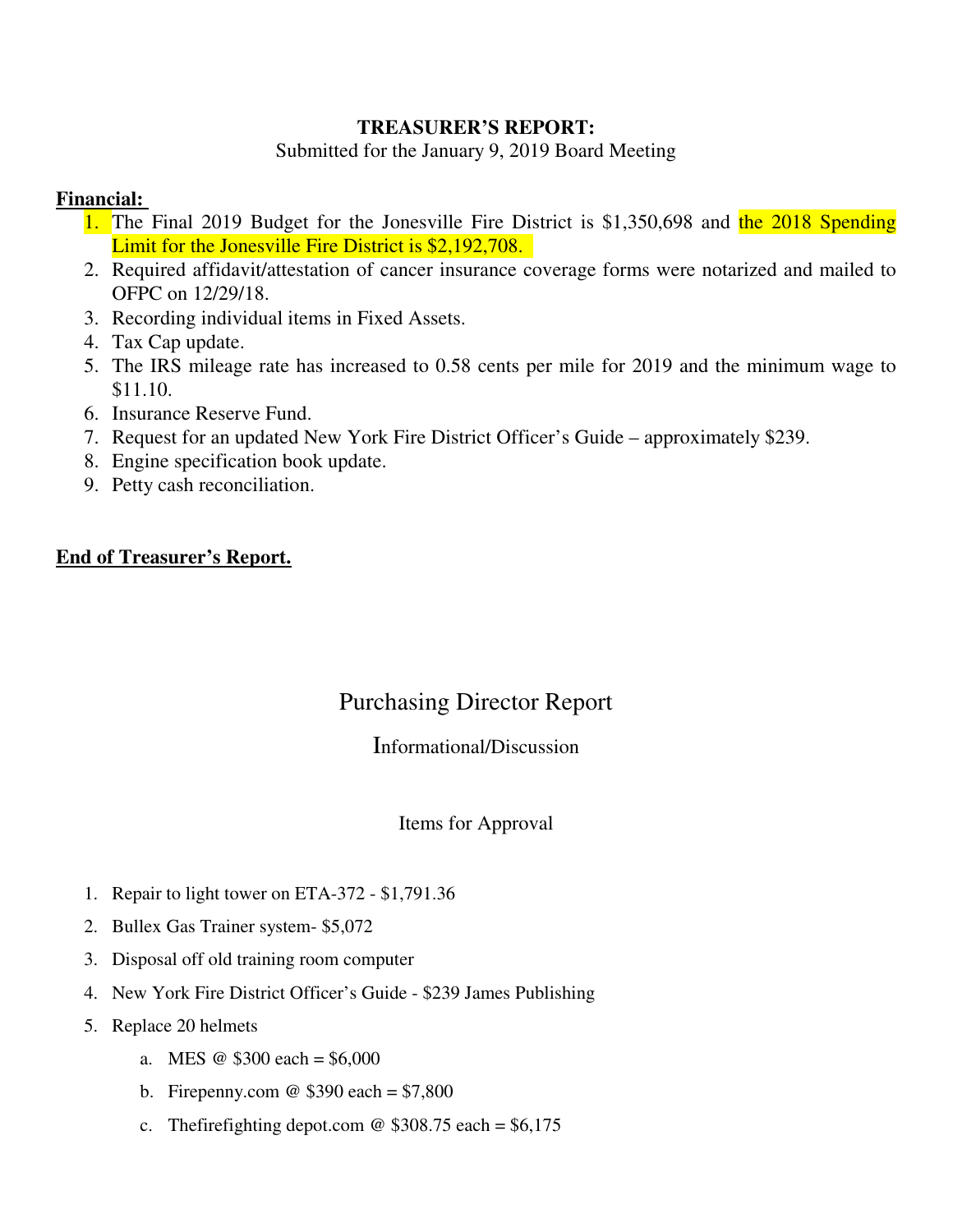**TREASURER'S REPORT:**

Submitted for the January 9, 2019 Board Meeting

**Financial:**

1. The Final 2019 Budget for the Jonesville Fire District is $1,350,698 and the 2018 Spending Limit for the Jonesville Fire District is $2,192,708.
2. Required affidavit/attestation of cancer insurance coverage forms were notarized and mailed to OFPC on 12/29/18.
3. Recording individual items in Fixed Assets.
4. Tax Cap update.
5. The IRS mileage rate has increased to 0.58 cents per mile for 2019 and the minimum wage to $11.10.
6. Insurance Reserve Fund.
7. Request for an updated New York Fire District Officer's Guide – approximately $239.
8. Engine specification book update.
9. Petty cash reconciliation.

**End of Treasurer's Report.**

# Purchasing Director Report

## Informational/Discussion

### Items for Approval

1. Repair to light tower on ETA-372 - $1,791.36
2. Bullex Gas Trainer system- $5,072
3. Disposal off old training room computer
4. New York Fire District Officer's Guide - $239 James Publishing
5. Replace 20 helmets
   a. MES @ $300 each = $6,000
   b. Firepenny.com @ $390 each = $7,800
   c. Thefirefighting depot.com @ $308.75 each = $6,175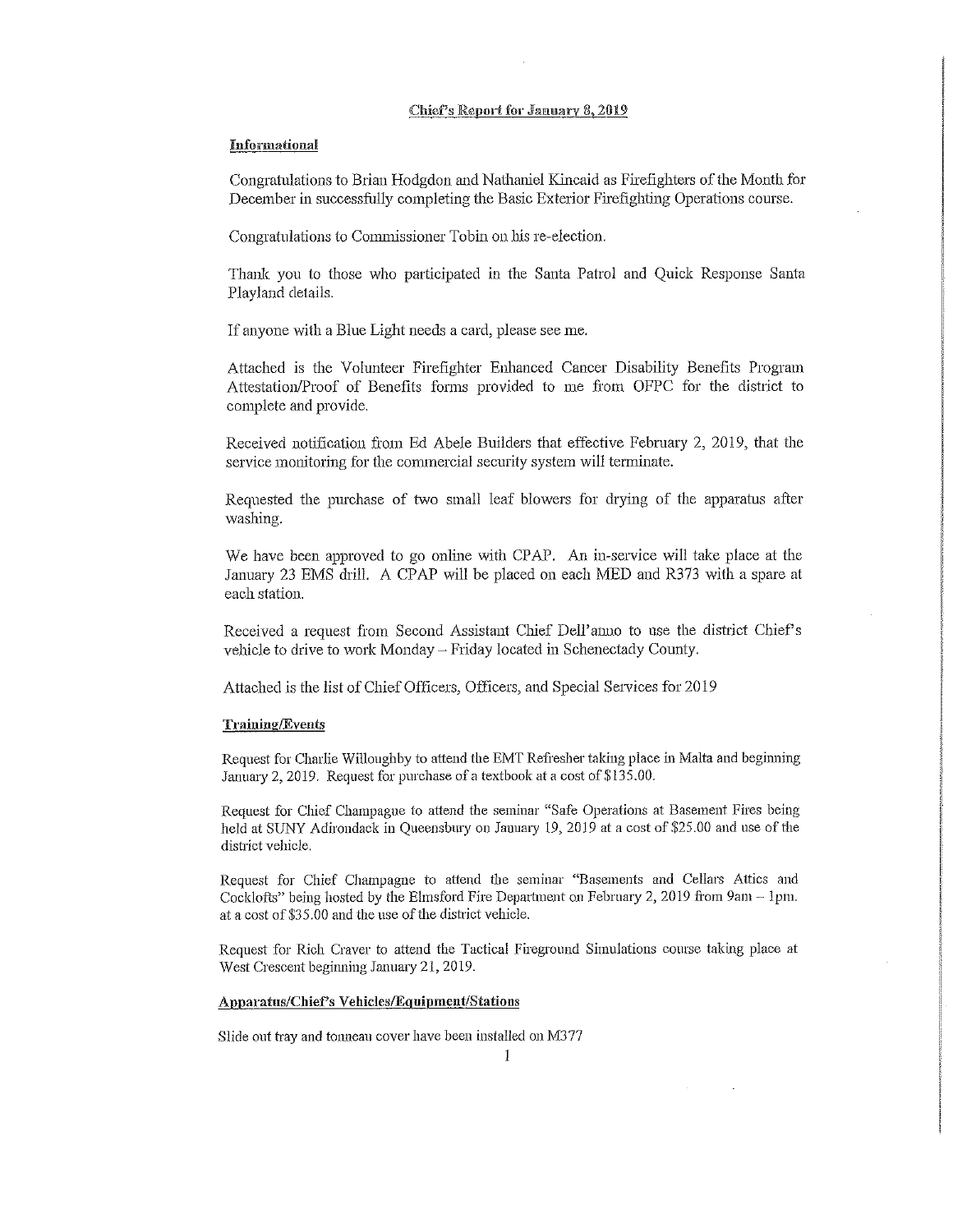## Chief's Report for January 8, 2019

### Informational

Congratulations to Brian Hodgdon and Nathaniel Kincaid as Firefighters of the Month for December in successfully completing the Basic Exterior Firefighting Operations course.

Congratulations to Commissioner Tobin on his re-election.

Thank you to those who participated in the Santa Patrol and Quick Response Santa Playland details.

If anyone with a Blue Light needs a card, please see me.

Attached is the Volunteer Firefighter Enhanced Cancer Disability Benefits Program Attestation/Proof of Benefits forms provided to me from OFPC for the district to complete and provide.

Received notification from Ed Abele Builders that effective February 2, 2019, that the service monitoring for the commercial security system will terminate.

Requested the purchase of two small leaf blowers for drying of the apparatus after washing.

We have been approved to go online with CPAP. An in-service will take place at the January 23 EMS drill. A CPAP will be placed on each MED and R373 with a spare at each station.

Received a request from Second Assistant Chief Dell'anno to use the district Chief's vehicle to drive to work Monday – Friday located in Schenectady County.

Attached is the list of Chief Officers, Officers, and Special Services for 2019

### Training/Events

Request for Charlie Willoughby to attend the EMT Refresher taking place in Malta and beginning January 2, 2019. Request for purchase of a textbook at a cost of $135.00.

Request for Chief Champagne to attend the seminar "Safe Operations at Basement Fires being held at SUNY Adirondack in Queensbury on January 19, 2019 at a cost of $25.00 and use of the district vehicle.

Request for Chief Champagne to attend the seminar "Basements and Cellars Attics and Cocklofts" being hosted by the Elmsford Fire Department on February 2, 2019 from 9am – 1pm. at a cost of $35.00 and the use of the district vehicle.

Request for Rich Craver to attend the Tactical Fireground Simulations course taking place at West Crescent beginning January 21, 2019.

### Apparatus/Chief's Vehicles/Equipment/Stations

Slide out tray and tonneau cover have been installed on M377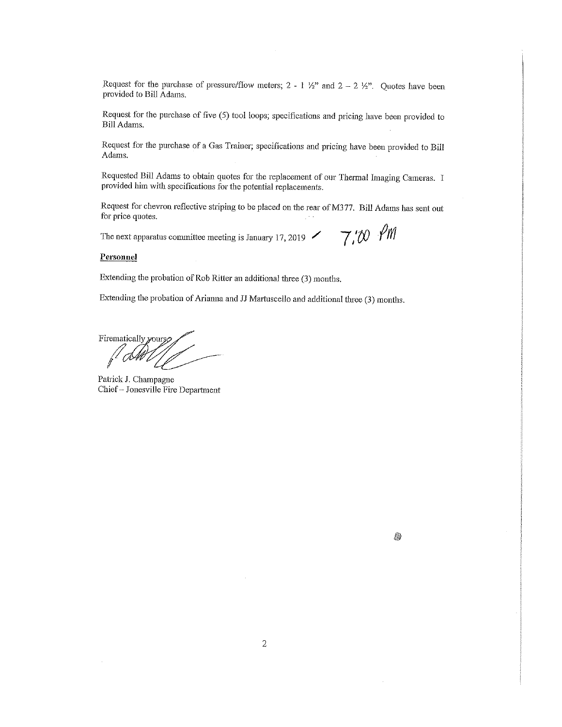Request for the purchase of pressure/flow meters; 2 - 1 ½" and 2 – 2 ½". Quotes have been provided to Bill Adams.

Request for the purchase of five (5) tool loops; specifications and pricing have been provided to Bill Adams.

Request for the purchase of a Gas Trainer; specifications and pricing have been provided to Bill Adams.

Requested Bill Adams to obtain quotes for the replacement of our Thermal Imaging Cameras. I provided him with specifications for the potential replacements.

Request for chevron reflective striping to be placed on the rear of M377. Bill Adams has sent out for price quotes.

The next apparatus committee meeting is January 17, 2019 ✓ 7:00 PM

**Personnel**

Extending the probation of Rob Ritter an additional three (3) months.

Extending the probation of Arianna and JJ Martuscello and additional three (3) months.

Firematically yours,

Patrick J. Champagne
Chief – Jonesville Fire Department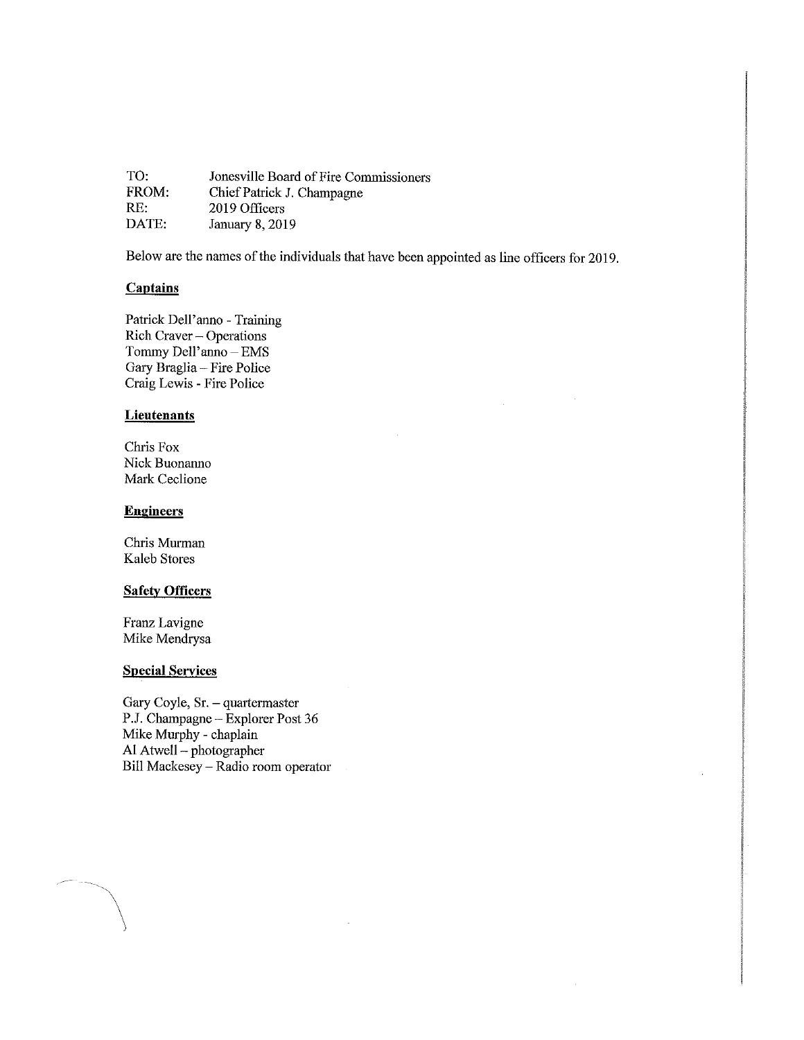TO: Jonesville Board of Fire Commissioners
FROM: Chief Patrick J. Champagne
RE: 2019 Officers
DATE: January 8, 2019

Below are the names of the individuals that have been appointed as line officers for 2019.

**Captains**

Patrick Dell'anno - Training
Rich Craver – Operations
Tommy Dell'anno – EMS
Gary Braglia – Fire Police
Craig Lewis - Fire Police

**Lieutenants**

Chris Fox
Nick Buonanno
Mark Ceclione

**Engineers**

Chris Murman
Kaleb Stores

**Safety Officers**

Franz Lavigne
Mike Mendrysa

**Special Services**

Gary Coyle, Sr. – quartermaster
P.J. Champagne – Explorer Post 36
Mike Murphy - chaplain
Al Atwell – photographer
Bill Mackesey – Radio room operator